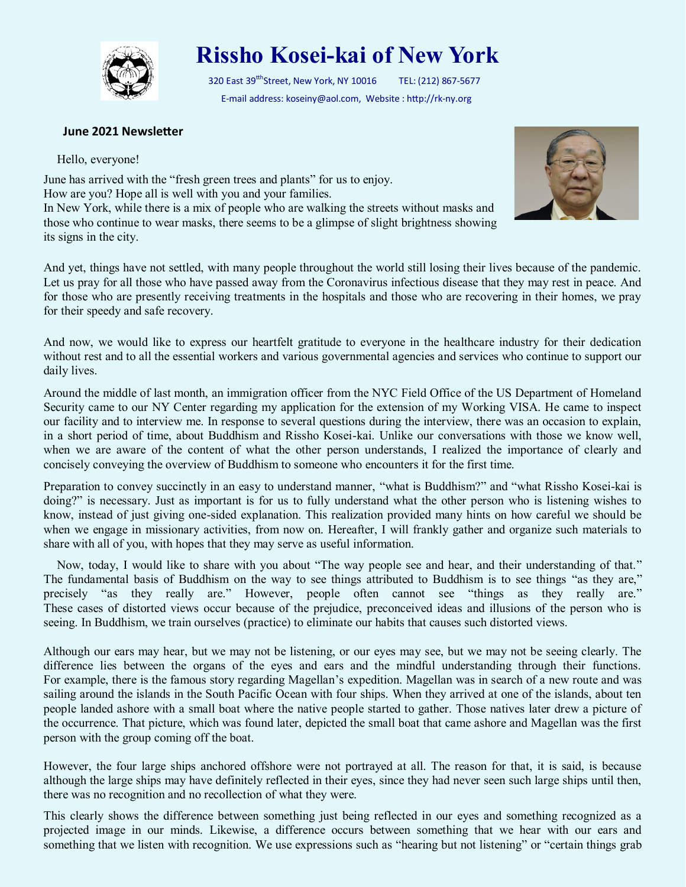# Rissho Kosei-kai of New York

320 East 39th Street, New York, NY 10016 TEL: (212) 867-5677

E-mail address: koseiny@aol.com, Website : http://rk-ny.org

**June 2021 Newsletter**

Hello, everyone!

June has arrived with the "fresh green trees and plants" for us to enjoy.
How are you? Hope all is well with you and your families.
In New York, while there is a mix of people who are walking the streets without masks and those who continue to wear masks, there seems to be a glimpse of slight brightness showing its signs in the city.

And yet, things have not settled, with many people throughout the world still losing their lives because of the pandemic. Let us pray for all those who have passed away from the Coronavirus infectious disease that they may rest in peace. And for those who are presently receiving treatments in the hospitals and those who are recovering in their homes, we pray for their speedy and safe recovery.

And now, we would like to express our heartfelt gratitude to everyone in the healthcare industry for their dedication without rest and to all the essential workers and various governmental agencies and services who continue to support our daily lives.

Around the middle of last month, an immigration officer from the NYC Field Office of the US Department of Homeland Security came to our NY Center regarding my application for the extension of my Working VISA. He came to inspect our facility and to interview me. In response to several questions during the interview, there was an occasion to explain, in a short period of time, about Buddhism and Rissho Kosei-kai. Unlike our conversations with those we know well, when we are aware of the content of what the other person understands, I realized the importance of clearly and concisely conveying the overview of Buddhism to someone who encounters it for the first time.

Preparation to convey succinctly in an easy to understand manner, "what is Buddhism?" and "what Rissho Kosei-kai is doing?" is necessary. Just as important is for us to fully understand what the other person who is listening wishes to know, instead of just giving one-sided explanation. This realization provided many hints on how careful we should be when we engage in missionary activities, from now on. Hereafter, I will frankly gather and organize such materials to share with all of you, with hopes that they may serve as useful information.

Now, today, I would like to share with you about "The way people see and hear, and their understanding of that." The fundamental basis of Buddhism on the way to see things attributed to Buddhism is to see things "as they are," precisely "as they really are." However, people often cannot see "things as they really are." These cases of distorted views occur because of the prejudice, preconceived ideas and illusions of the person who is seeing. In Buddhism, we train ourselves (practice) to eliminate our habits that causes such distorted views.

Although our ears may hear, but we may not be listening, or our eyes may see, but we may not be seeing clearly. The difference lies between the organs of the eyes and ears and the mindful understanding through their functions. For example, there is the famous story regarding Magellan's expedition. Magellan was in search of a new route and was sailing around the islands in the South Pacific Ocean with four ships. When they arrived at one of the islands, about ten people landed ashore with a small boat where the native people started to gather. Those natives later drew a picture of the occurrence. That picture, which was found later, depicted the small boat that came ashore and Magellan was the first person with the group coming off the boat.

However, the four large ships anchored offshore were not portrayed at all. The reason for that, it is said, is because although the large ships may have definitely reflected in their eyes, since they had never seen such large ships until then, there was no recognition and no recollection of what they were.

This clearly shows the difference between something just being reflected in our eyes and something recognized as a projected image in our minds. Likewise, a difference occurs between something that we hear with our ears and something that we listen with recognition. We use expressions such as "hearing but not listening" or "certain things grab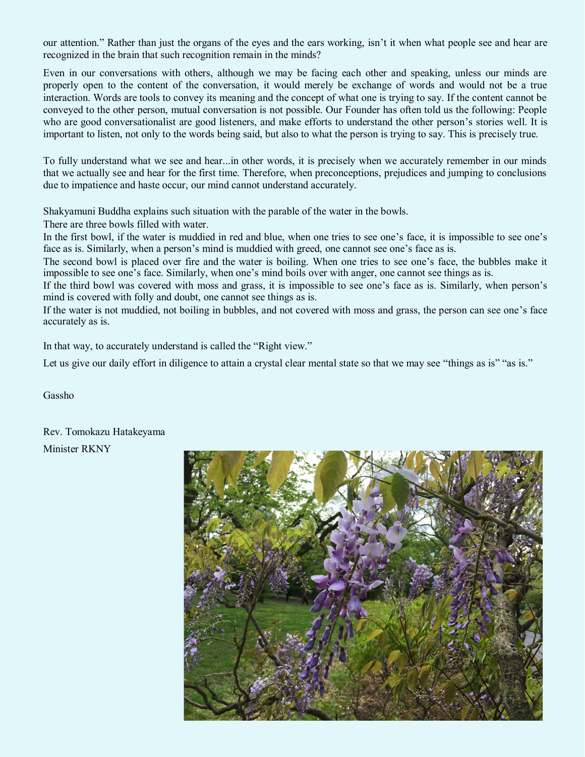our attention." Rather than just the organs of the eyes and the ears working, isn't it when what people see and hear are recognized in the brain that such recognition remain in the minds?

Even in our conversations with others, although we may be facing each other and speaking, unless our minds are properly open to the content of the conversation, it would merely be exchange of words and would not be a true interaction. Words are tools to convey its meaning and the concept of what one is trying to say. If the content cannot be conveyed to the other person, mutual conversation is not possible. Our Founder has often told us the following: People who are good conversationalist are good listeners, and make efforts to understand the other person's stories well. It is important to listen, not only to the words being said, but also to what the person is trying to say. This is precisely true.

To fully understand what we see and hear...in other words, it is precisely when we accurately remember in our minds that we actually see and hear for the first time. Therefore, when preconceptions, prejudices and jumping to conclusions due to impatience and haste occur, our mind cannot understand accurately.

Shakyamuni Buddha explains such situation with the parable of the water in the bowls.

There are three bowls filled with water.

In the first bowl, if the water is muddied in red and blue, when one tries to see one's face, it is impossible to see one's face as is. Similarly, when a person's mind is muddied with greed, one cannot see one's face as is.

The second bowl is placed over fire and the water is boiling. When one tries to see one's face, the bubbles make it impossible to see one's face. Similarly, when one's mind boils over with anger, one cannot see things as is.

If the third bowl was covered with moss and grass, it is impossible to see one's face as is. Similarly, when person's mind is covered with folly and doubt, one cannot see things as is.

If the water is not muddied, not boiling in bubbles, and not covered with moss and grass, the person can see one's face accurately as is.

In that way, to accurately understand is called the "Right view."

Let us give our daily effort in diligence to attain a crystal clear mental state so that we may see "things as is" "as is."

Gassho

Rev. Tomokazu Hatakeyama

Minister RKNY